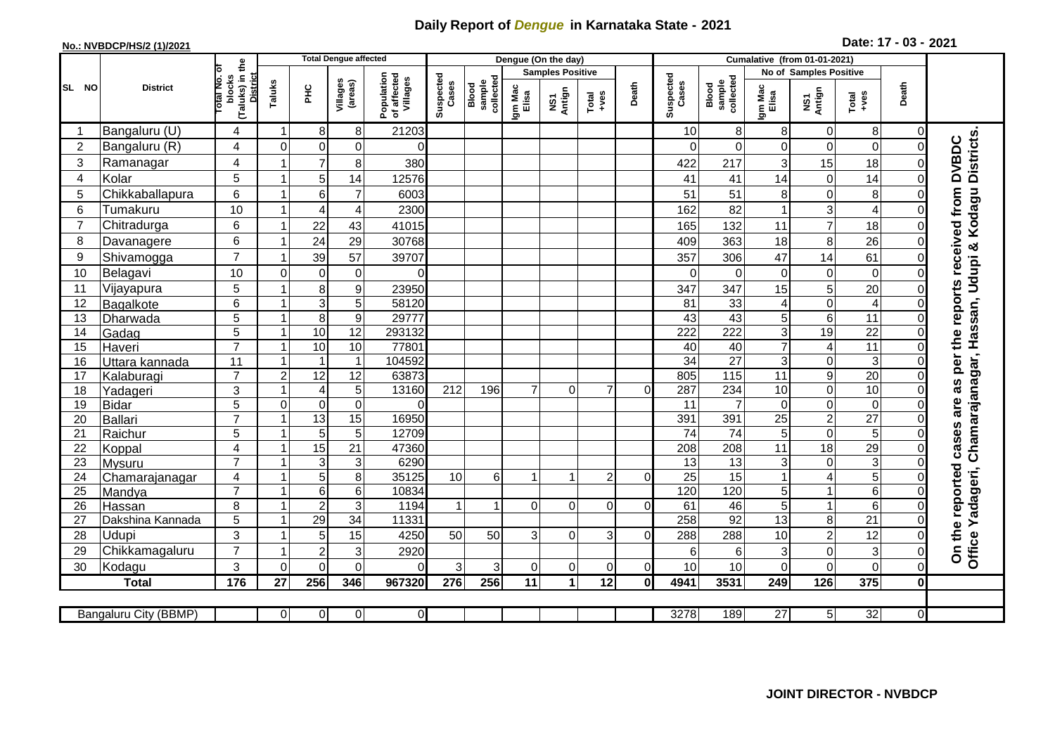# Daily Report of *Dengue* in Karnataka State - 2021

**No.: NVBDCP/HS/2 (1)/2021**

**Date: 17 - 03 - 2021**

| SL NO | District | Total No. of blocks (Taluks) in the District | Total Dengue affected | | | | Dengue (On the day) | | | | | | | Cumalative (from 01-01-2021) | | | | | | | On the reported cases are as per the reports received from DVBDC Office Yadageri, Chamarajanagar, Hassan, Udupi & Kodagu Districts. |
|---|---|---|---|---|---|---|---|---|---|---|---|---|---|---|---|---|---|---|---|---|---|
| | | | Taluks | PHC | Villages (areas) | Population of affected Villages | Suspected Cases | Blood sample collected | Samples Positive | | | Death | Suspected Cases | Blood sample collected | No of Samples Positive | | | Death | |
| | | | | | | | | | Igm Mac Elisa | NS1 Antign | Total +ves | | | | Igm Mac Elisa | NS1 Antign | Total +ves | | |
| 1 | Bangaluru (U) | 4 | 1 | 8 | 8 | 21203 | | | | | | | 10 | 8 | 8 | 0 | 8 | 0 | |
| 2 | Bangaluru (R) | 4 | 0 | 0 | 0 | 0 | | | | | | | 0 | 0 | 0 | 0 | 0 | 0 | |
| 3 | Ramanagar | 4 | 1 | 7 | 8 | 380 | | | | | | | 422 | 217 | 3 | 15 | 18 | 0 | |
| 4 | Kolar | 5 | 1 | 5 | 14 | 12576 | | | | | | | 41 | 41 | 14 | 0 | 14 | 0 | |
| 5 | Chikkaballapura | 6 | 1 | 6 | 7 | 6003 | | | | | | | 51 | 51 | 8 | 0 | 8 | 0 | |
| 6 | Tumakuru | 10 | 1 | 4 | 4 | 2300 | | | | | | | 162 | 82 | 1 | 3 | 4 | 0 | |
| 7 | Chitradurga | 6 | 1 | 22 | 43 | 41015 | | | | | | | 165 | 132 | 11 | 7 | 18 | 0 | |
| 8 | Davanagere | 6 | 1 | 24 | 29 | 30768 | | | | | | | 409 | 363 | 18 | 8 | 26 | 0 | |
| 9 | Shivamogga | 7 | 1 | 39 | 57 | 39707 | | | | | | | 357 | 306 | 47 | 14 | 61 | 0 | |
| 10 | Belagavi | 10 | 0 | 0 | 0 | 0 | | | | | | | 0 | 0 | 0 | 0 | 0 | 0 | |
| 11 | Vijayapura | 5 | 1 | 8 | 9 | 23950 | | | | | | | 347 | 347 | 15 | 5 | 20 | 0 | |
| 12 | Bagalkote | 6 | 1 | 3 | 5 | 58120 | | | | | | | 81 | 33 | 4 | 0 | 4 | 0 | |
| 13 | Dharwada | 5 | 1 | 8 | 9 | 29777 | | | | | | | 43 | 43 | 5 | 6 | 11 | 0 | |
| 14 | Gadag | 5 | 1 | 10 | 12 | 293132 | | | | | | | 222 | 222 | 3 | 19 | 22 | 0 | |
| 15 | Haveri | 7 | 1 | 10 | 10 | 77801 | | | | | | | 40 | 40 | 7 | 4 | 11 | 0 | |
| 16 | Uttara kannada | 11 | 1 | 1 | 1 | 104592 | | | | | | | 34 | 27 | 3 | 0 | 3 | 0 | |
| 17 | Kalaburagi | 7 | 2 | 12 | 12 | 63873 | | | | | | | 805 | 115 | 11 | 9 | 20 | 0 | |
| 18 | Yadageri | 3 | 1 | 4 | 5 | 13160 | 212 | 196 | 7 | 0 | 7 | 0 | 287 | 234 | 10 | 0 | 10 | 0 | |
| 19 | Bidar | 5 | 0 | 0 | 0 | 0 | | | | | | | 11 | 7 | 0 | 0 | 0 | 0 | |
| 20 | Ballari | 7 | 1 | 13 | 15 | 16950 | | | | | | | 391 | 391 | 25 | 2 | 27 | 0 | |
| 21 | Raichur | 5 | 1 | 5 | 5 | 12709 | | | | | | | 74 | 74 | 5 | 0 | 5 | 0 | |
| 22 | Koppal | 4 | 1 | 15 | 21 | 47360 | | | | | | | 208 | 208 | 11 | 18 | 29 | 0 | |
| 23 | Mysuru | 7 | 1 | 3 | 3 | 6290 | | | | | | | 13 | 13 | 3 | 0 | 3 | 0 | |
| 24 | Chamarajanagar | 4 | 1 | 5 | 8 | 35125 | 10 | 6 | 1 | 1 | 2 | 0 | 25 | 15 | 1 | 4 | 5 | 0 | |
| 25 | Mandya | 7 | 1 | 6 | 6 | 10834 | | | | | | | 120 | 120 | 5 | 1 | 6 | 0 | |
| 26 | Hassan | 8 | 1 | 2 | 3 | 1194 | 1 | 1 | 0 | 0 | 0 | 0 | 61 | 46 | 5 | 1 | 6 | 0 | |
| 27 | Dakshina Kannada | 5 | 1 | 29 | 34 | 11331 | | | | | | | 258 | 92 | 13 | 8 | 21 | 0 | |
| 28 | Udupi | 3 | 1 | 5 | 15 | 4250 | 50 | 50 | 3 | 0 | 3 | 0 | 288 | 288 | 10 | 2 | 12 | 0 | |
| 29 | Chikkamagaluru | 7 | 1 | 2 | 3 | 2920 | | | | | | | 6 | 6 | 3 | 0 | 3 | 0 | |
| 30 | Kodagu | 3 | 0 | 0 | 0 | 0 | 3 | 3 | 0 | 0 | 0 | 0 | 10 | 10 | 0 | 0 | 0 | 0 | |
| | **Total** | **176** | **27** | **256** | **346** | **967320** | **276** | **256** | **11** | **1** | **12** | **0** | **4941** | **3531** | **249** | **126** | **375** | **0** | |
| | Bangaluru City (BBMP) | | 0 | 0 | 0 | 0 | | | | | | | 3278 | 189 | 27 | 5 | 32 | 0 | |

**JOINT DIRECTOR - NVBDCP**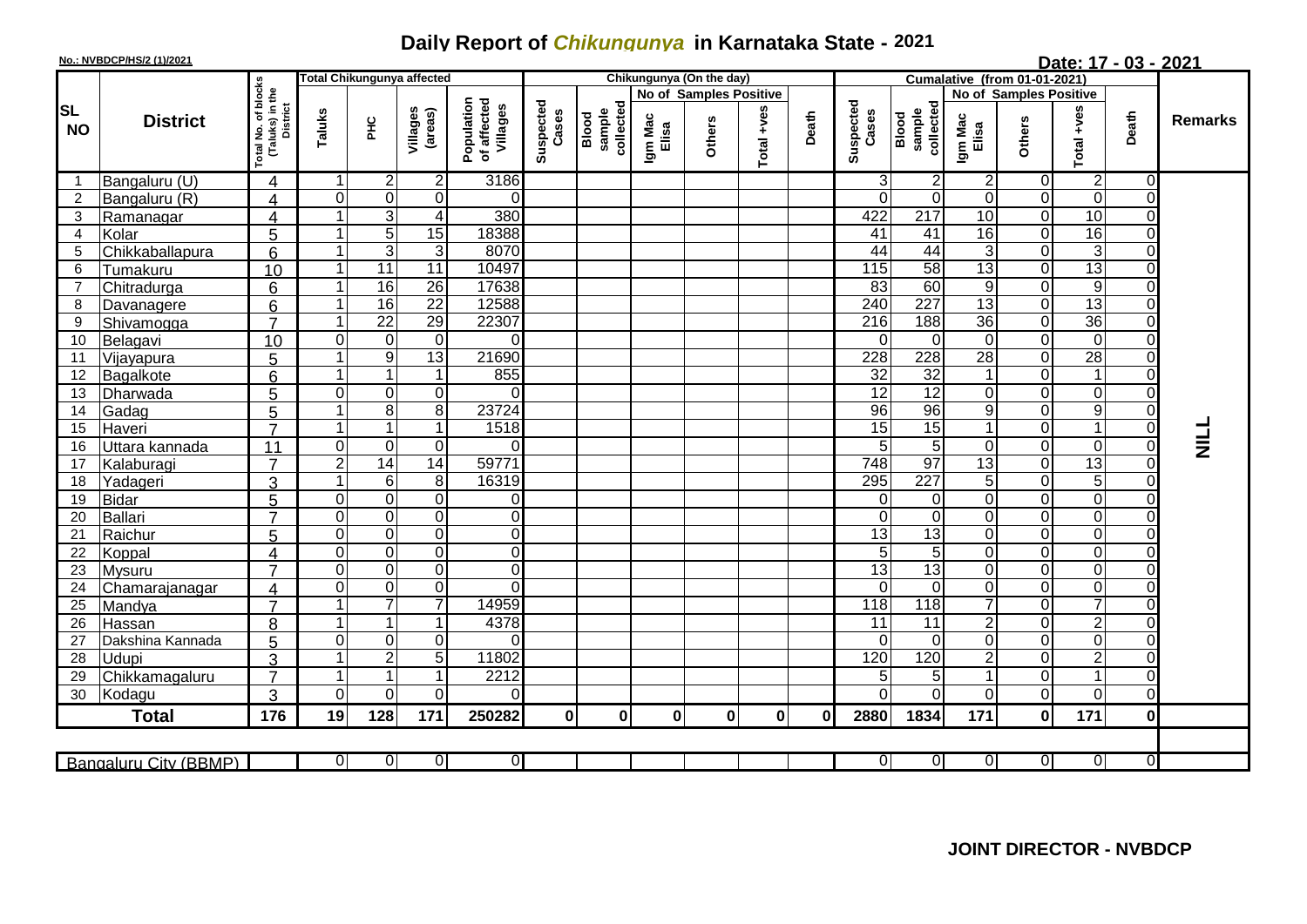# Daily Report of *Chikungunya* in Karnataka State - 2021

No.: NVBDCP/HS/2 (1)/2021

Date: 17 - 03 - 2021

| SL NO | District | Total No. of blocks (Taluks) in the District | Total Chikungunya affected | | | | Chikungunya (On the day) | | | | | | Cumalative (from 01-01-2021) | | | | | | Remarks |
|---|---|---|---|---|---|---|---|---|---|---|---|---|---|---|---|---|---|---|---|
| | | | | | | | | | No of Samples Positive | | | | | | No of Samples Positive | | | | |
| | | | Taluks | PHC | Villages (areas) | Population of affected Villages | Suspected Cases | Blood sample collected | Igm Mac Elisa | Others | Total +ves | Death | Suspected Cases | Blood sample collected | Igm Mac Elisa | Others | Total +ves | Death | |
| 1 | Bangaluru (U) | 4 | 1 | 2 | 2 | 3186 | | | | | | | 3 | 2 | 2 | 0 | 2 | 0 | NILL |
| 2 | Bangaluru (R) | 4 | 0 | 0 | 0 | 0 | | | | | | | 0 | 0 | 0 | 0 | 0 | 0 | |
| 3 | Ramanagar | 4 | 1 | 3 | 4 | 380 | | | | | | | 422 | 217 | 10 | 0 | 10 | 0 | |
| 4 | Kolar | 5 | 1 | 5 | 15 | 18388 | | | | | | | 41 | 41 | 16 | 0 | 16 | 0 | |
| 5 | Chikkaballapura | 6 | 1 | 3 | 3 | 8070 | | | | | | | 44 | 44 | 3 | 0 | 3 | 0 | |
| 6 | Tumakuru | 10 | 1 | 11 | 11 | 10497 | | | | | | | 115 | 58 | 13 | 0 | 13 | 0 | |
| 7 | Chitradurga | 6 | 1 | 16 | 26 | 17638 | | | | | | | 83 | 60 | 9 | 0 | 9 | 0 | |
| 8 | Davanagere | 6 | 1 | 16 | 22 | 12588 | | | | | | | 240 | 227 | 13 | 0 | 13 | 0 | |
| 9 | Shivamogga | 7 | 1 | 22 | 29 | 22307 | | | | | | | 216 | 188 | 36 | 0 | 36 | 0 | |
| 10 | Belagavi | 10 | 0 | 0 | 0 | 0 | | | | | | | 0 | 0 | 0 | 0 | 0 | 0 | |
| 11 | Vijayapura | 5 | 1 | 9 | 13 | 21690 | | | | | | | 228 | 228 | 28 | 0 | 28 | 0 | |
| 12 | Bagalkote | 6 | 1 | 1 | 1 | 855 | | | | | | | 32 | 32 | 1 | 0 | 1 | 0 | |
| 13 | Dharwada | 5 | 0 | 0 | 0 | 0 | | | | | | | 12 | 12 | 0 | 0 | 0 | 0 | |
| 14 | Gadag | 5 | 1 | 8 | 8 | 23724 | | | | | | | 96 | 96 | 9 | 0 | 9 | 0 | |
| 15 | Haveri | 7 | 1 | 1 | 1 | 1518 | | | | | | | 15 | 15 | 1 | 0 | 1 | 0 | |
| 16 | Uttara kannada | 11 | 0 | 0 | 0 | 0 | | | | | | | 5 | 5 | 0 | 0 | 0 | 0 | |
| 17 | Kalaburagi | 7 | 2 | 14 | 14 | 59771 | | | | | | | 748 | 97 | 13 | 0 | 13 | 0 | |
| 18 | Yadageri | 3 | 1 | 6 | 8 | 16319 | | | | | | | 295 | 227 | 5 | 0 | 5 | 0 | |
| 19 | Bidar | 5 | 0 | 0 | 0 | 0 | | | | | | | 0 | 0 | 0 | 0 | 0 | 0 | |
| 20 | Ballari | 7 | 0 | 0 | 0 | 0 | | | | | | | 0 | 0 | 0 | 0 | 0 | 0 | |
| 21 | Raichur | 5 | 0 | 0 | 0 | 0 | | | | | | | 13 | 13 | 0 | 0 | 0 | 0 | |
| 22 | Koppal | 4 | 0 | 0 | 0 | 0 | | | | | | | 5 | 5 | 0 | 0 | 0 | 0 | |
| 23 | Mysuru | 7 | 0 | 0 | 0 | 0 | | | | | | | 13 | 13 | 0 | 0 | 0 | 0 | |
| 24 | Chamarajanagar | 4 | 0 | 0 | 0 | 0 | | | | | | | 0 | 0 | 0 | 0 | 0 | 0 | |
| 25 | Mandya | 7 | 1 | 7 | 7 | 14959 | | | | | | | 118 | 118 | 7 | 0 | 7 | 0 | |
| 26 | Hassan | 8 | 1 | 1 | 1 | 4378 | | | | | | | 11 | 11 | 2 | 0 | 2 | 0 | |
| 27 | Dakshina Kannada | 5 | 0 | 0 | 0 | 0 | | | | | | | 0 | 0 | 0 | 0 | 0 | 0 | |
| 28 | Udupi | 3 | 1 | 2 | 5 | 11802 | | | | | | | 120 | 120 | 2 | 0 | 2 | 0 | |
| 29 | Chikkamagaluru | 7 | 1 | 1 | 1 | 2212 | | | | | | | 5 | 5 | 1 | 0 | 1 | 0 | |
| 30 | Kodagu | 3 | 0 | 0 | 0 | 0 | | | | | | | 0 | 0 | 0 | 0 | 0 | 0 | |
| | **Total** | **176** | **19** | **128** | **171** | **250282** | **0** | **0** | **0** | **0** | **0** | **0** | **2880** | **1834** | **171** | **0** | **171** | **0** | |
| | Bangaluru City (BBMP) | | 0 | 0 | 0 | 0 | | | | | | | 0 | 0 | 0 | 0 | 0 | 0 | |

**JOINT DIRECTOR - NVBDCP**